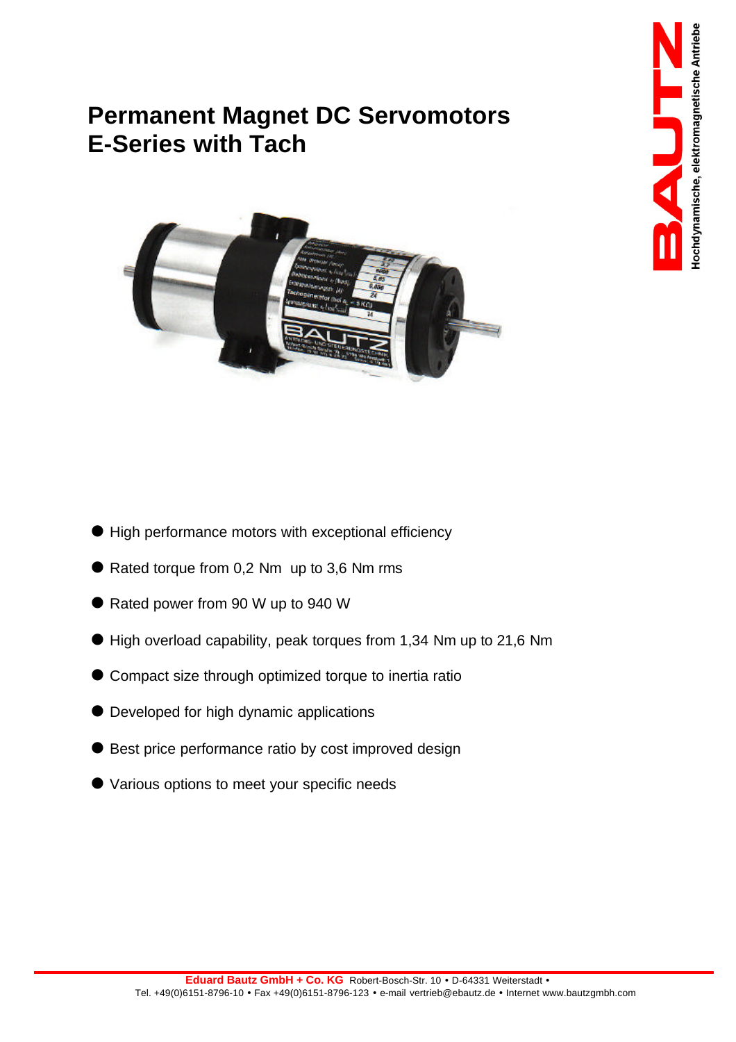# Permanent Magnet DC Servomotors
# E-Series with Tach

- High performance motors with exceptional efficiency
- Rated torque from 0,2 Nm up to 3,6 Nm rms
- Rated power from 90 W up to 940 W
- High overload capability, peak torques from 1,34 Nm up to 21,6 Nm
- Compact size through optimized torque to inertia ratio
- Developed for high dynamic applications
- Best price performance ratio by cost improved design
- Various options to meet your specific needs

**Eduard Bautz GmbH + Co. KG** Robert-Bosch-Str. 10 • D-64331 Weiterstadt •
Tel. +49(0)6151-8796-10 • Fax +49(0)6151-8796-123 • e-mail vertrieb@ebautz.de • Internet www.bautzgmbh.com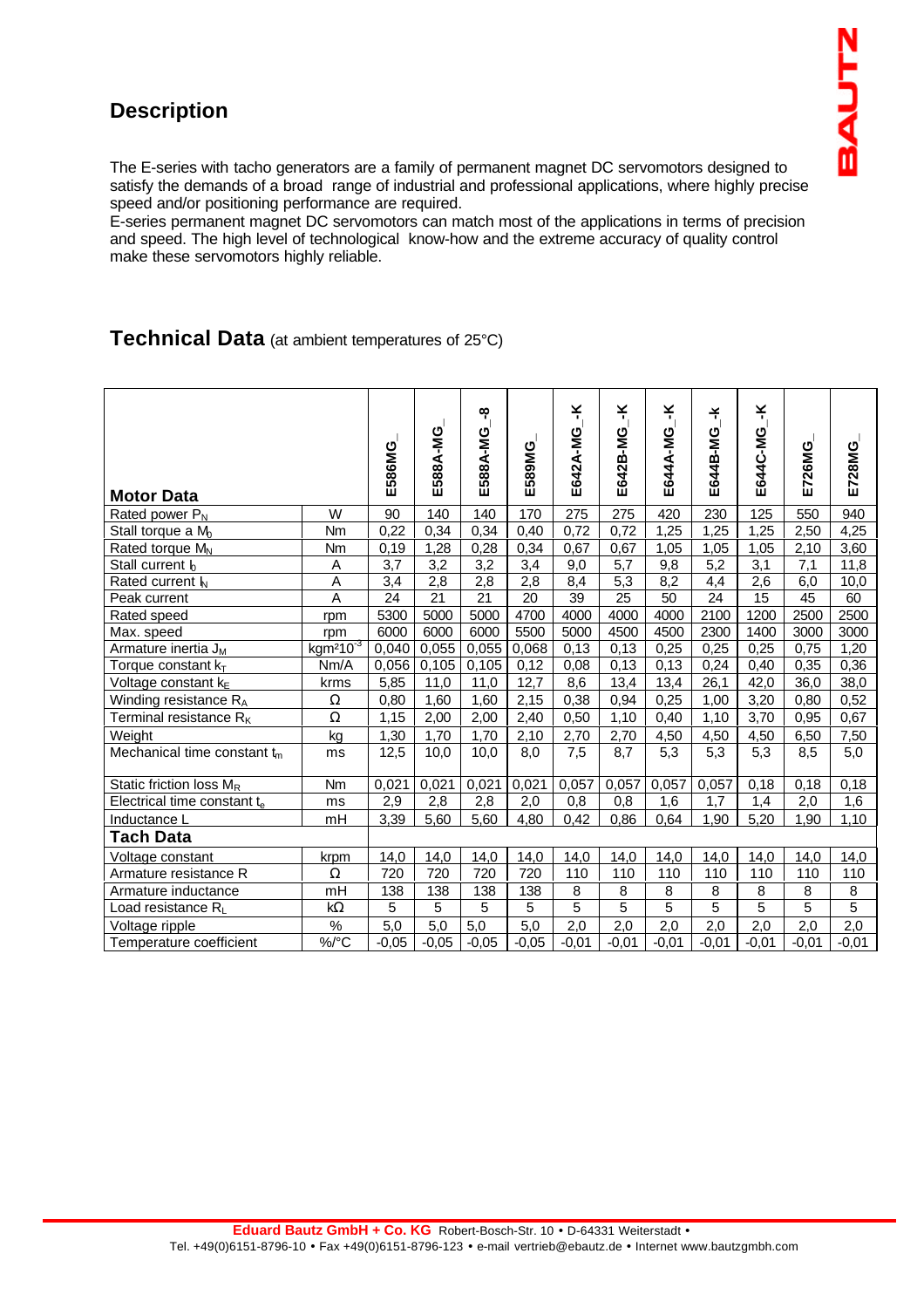## Description

The E-series with tacho generators are a family of permanent magnet DC servomotors designed to satisfy the demands of a broad range of industrial and professional applications, where highly precise speed and/or positioning performance are required.
E-series permanent magnet DC servomotors can match most of the applications in terms of precision and speed. The high level of technological know-how and the extreme accuracy of quality control make these servomotors highly reliable.

## Technical Data (at ambient temperatures of 25°C)

| **Motor Data** | | E586MG_ | E588A-MG_ | E588A-MG_-8 | E589MG_ | E642A-MG_-K | E642B-MG_-K | E644A-MG_-K | E644B-MG_-k | E644C-MG_-K | E726MG_ | E728MG_ |
|---|---|---|---|---|---|---|---|---|---|---|---|---|
| Rated power $P_N$ | W | 90 | 140 | 140 | 170 | 275 | 275 | 420 | 230 | 125 | 550 | 940 |
| Stall torque a $M_0$ | Nm | 0,22 | 0,34 | 0,34 | 0,40 | 0,72 | 0,72 | 1,25 | 1,25 | 1,25 | 2,50 | 4,25 |
| Rated torque $M_N$ | Nm | 0,19 | 1,28 | 0,28 | 0,34 | 0,67 | 0,67 | 1,05 | 1,05 | 1,05 | 2,10 | 3,60 |
| Stall current $I_0$ | A | 3,7 | 3,2 | 3,2 | 3,4 | 9,0 | 5,7 | 9,8 | 5,2 | 3,1 | 7,1 | 11,8 |
| Rated current $I_N$ | A | 3,4 | 2,8 | 2,8 | 2,8 | 8,4 | 5,3 | 8,2 | 4,4 | 2,6 | 6,0 | 10,0 |
| Peak current | A | 24 | 21 | 21 | 20 | 39 | 25 | 50 | 24 | 15 | 45 | 60 |
| Rated speed | rpm | 5300 | 5000 | 5000 | 4700 | 4000 | 4000 | 4000 | 2100 | 1200 | 2500 | 2500 |
| Max. speed | rpm | 6000 | 6000 | 6000 | 5500 | 5000 | 4500 | 4500 | 2300 | 1400 | 3000 | 3000 |
| Armature inertia $J_M$ | $kgm^2 10^{-3}$ | 0,040 | 0,055 | 0,055 | 0,068 | 0,13 | 0,13 | 0,25 | 0,25 | 0,25 | 0,75 | 1,20 |
| Torque constant $k_T$ | Nm/A | 0,056 | 0,105 | 0,105 | 0,12 | 0,08 | 0,13 | 0,13 | 0,24 | 0,40 | 0,35 | 0,36 |
| Voltage constant $k_E$ | krms | 5,85 | 11,0 | 11,0 | 12,7 | 8,6 | 13,4 | 13,4 | 26,1 | 42,0 | 36,0 | 38,0 |
| Winding resistance $R_A$ | Ω | 0,80 | 1,60 | 1,60 | 2,15 | 0,38 | 0,94 | 0,25 | 1,00 | 3,20 | 0,80 | 0,52 |
| Terminal resistance $R_K$ | Ω | 1,15 | 2,00 | 2,00 | 2,40 | 0,50 | 1,10 | 0,40 | 1,10 | 3,70 | 0,95 | 0,67 |
| Weight | kg | 1,30 | 1,70 | 1,70 | 2,10 | 2,70 | 2,70 | 4,50 | 4,50 | 4,50 | 6,50 | 7,50 |
| Mechanical time constant $t_m$ | ms | 12,5 | 10,0 | 10,0 | 8,0 | 7,5 | 8,7 | 5,3 | 5,3 | 5,3 | 8,5 | 5,0 |
| Static friction loss $M_R$ | Nm | 0,021 | 0,021 | 0,021 | 0,021 | 0,057 | 0,057 | 0,057 | 0,057 | 0,18 | 0,18 | 0,18 |
| Electrical time constant $t_e$ | ms | 2,9 | 2,8 | 2,8 | 2,0 | 0,8 | 0,8 | 1,6 | 1,7 | 1,4 | 2,0 | 1,6 |
| Inductance L | mH | 3,39 | 5,60 | 5,60 | 4,80 | 0,42 | 0,86 | 0,64 | 1,90 | 5,20 | 1,90 | 1,10 |
| **Tach Data** | | | | | | | | | | | | |
| Voltage constant | krpm | 14,0 | 14,0 | 14,0 | 14,0 | 14,0 | 14,0 | 14,0 | 14,0 | 14,0 | 14,0 | 14,0 |
| Armature resistance R | Ω | 720 | 720 | 720 | 720 | 110 | 110 | 110 | 110 | 110 | 110 | 110 |
| Armature inductance | mH | 138 | 138 | 138 | 138 | 8 | 8 | 8 | 8 | 8 | 8 | 8 |
| Load resistance $R_L$ | kΩ | 5 | 5 | 5 | 5 | 5 | 5 | 5 | 5 | 5 | 5 | 5 |
| Voltage ripple | % | 5,0 | 5,0 | 5,0 | 5,0 | 2,0 | 2,0 | 2,0 | 2,0 | 2,0 | 2,0 | 2,0 |
| Temperature coefficient | %/°C | -0,05 | -0,05 | -0,05 | -0,05 | -0,01 | -0,01 | -0,01 | -0,01 | -0,01 | -0,01 | -0,01 |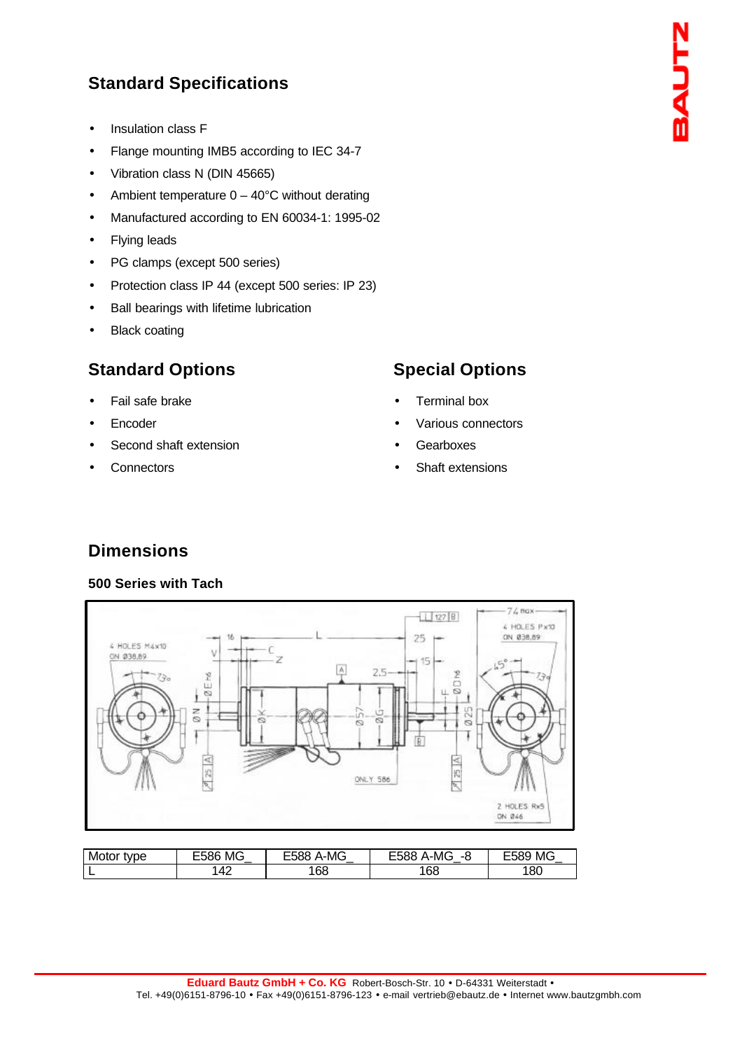## Standard Specifications

- Insulation class F
- Flange mounting IMB5 according to IEC 34-7
- Vibration class N (DIN 45665)
- Ambient temperature 0 – 40°C without derating
- Manufactured according to EN 60034-1: 1995-02
- Flying leads
- PG clamps (except 500 series)
- Protection class IP 44 (except 500 series: IP 23)
- Ball bearings with lifetime lubrication
- Black coating

## Standard Options

- Fail safe brake
- Encoder
- Second shaft extension
- Connectors

## Special Options

- Terminal box
- Various connectors
- Gearboxes
- Shaft extensions

## Dimensions

**500 Series with Tach**

| Motor type | E586 MG_ | E588 A-MG_ | E588 A-MG_-8 | E589 MG_ |
|---|---|---|---|---|
| L | 142 | 168 | 168 | 180 |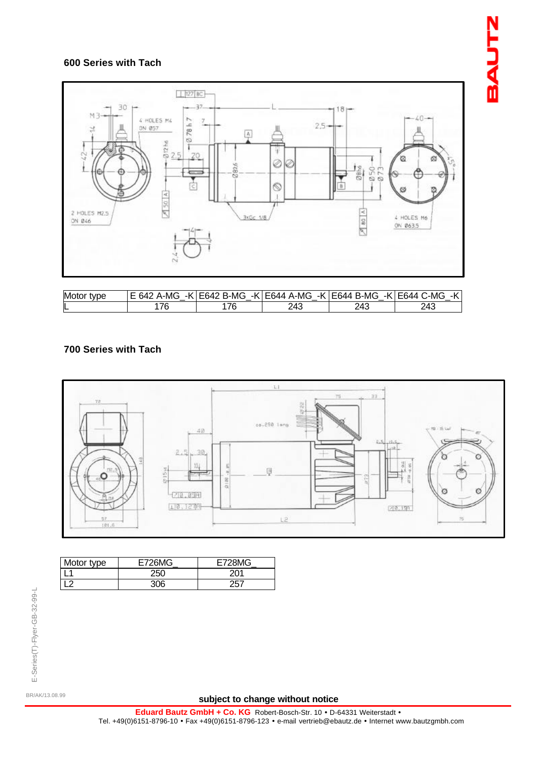## 600 Series with Tach

| Motor type | E 642 A-MG_-K | E642 B-MG_-K | E644 A-MG_-K | E644 B-MG_-K | E644 C-MG_-K |
|---|---|---|---|---|---|
| L | 176 | 176 | 243 | 243 | 243 |

## 700 Series with Tach

| Motor type | E726MG_ | E728MG_ |
|---|---|---|
| L1 | 250 | 201 |
| L2 | 306 | 257 |

E-Series(T)-Flyer-GB-32-99-L

BR/AK/13.08.99

**subject to change without notice**

**Eduard Bautz GmbH + Co. KG** Robert-Bosch-Str. 10 • D-64331 Weiterstadt •
Tel. +49(0)6151-8796-10 • Fax +49(0)6151-8796-123 • e-mail vertrieb@ebautz.de • Internet www.bautzgmbh.com